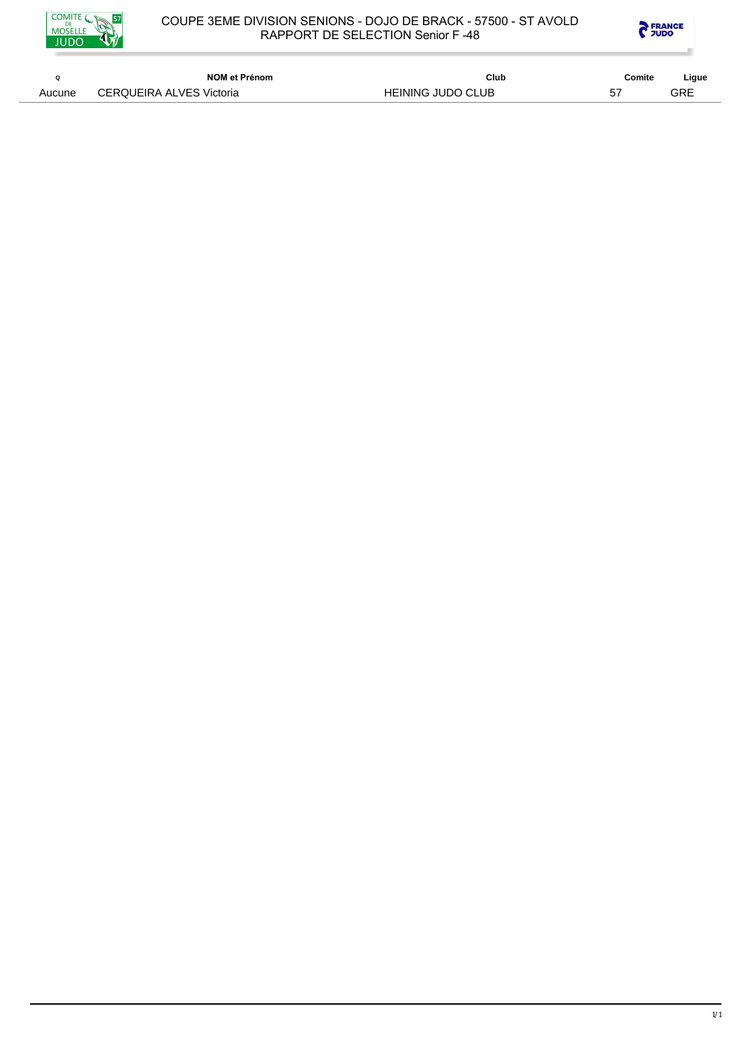# COUPE 3EME DIVISION SENIONS - DOJO DE BRACK - 57500 - ST AVOLD
## RAPPORT DE SELECTION Senior F -48

| Q | NOM et Prénom | Club | Comite | Ligue |
|---|---|---|---|---|
| Aucune | CERQUEIRA ALVES Victoria | HEINING JUDO CLUB | 57 | GRE |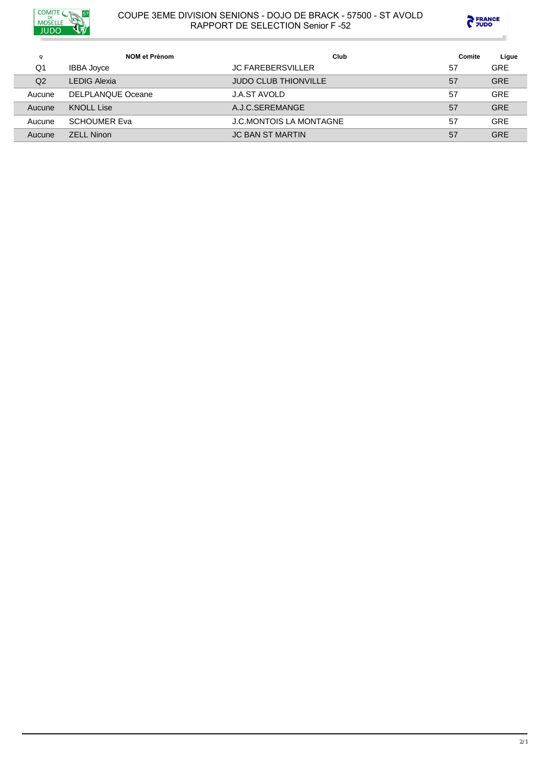COUPE 3EME DIVISION SENIONS - DOJO DE BRACK - 57500 - ST AVOLD
RAPPORT DE SELECTION Senior F -52

| Q | NOM et Prénom | Club | Comite | Ligue |
| --- | --- | --- | --- | --- |
| Q1 | IBBA Joyce | JC FAREBERSVILLER | 57 | GRE |
| Q2 | LEDIG Alexia | JUDO CLUB THIONVILLE | 57 | GRE |
| Aucune | DELPLANQUE Oceane | J.A.ST AVOLD | 57 | GRE |
| Aucune | KNOLL Lise | A.J.C.SEREMANGE | 57 | GRE |
| Aucune | SCHOUMER Eva | J.C.MONTOIS LA MONTAGNE | 57 | GRE |
| Aucune | ZELL Ninon | JC BAN ST MARTIN | 57 | GRE |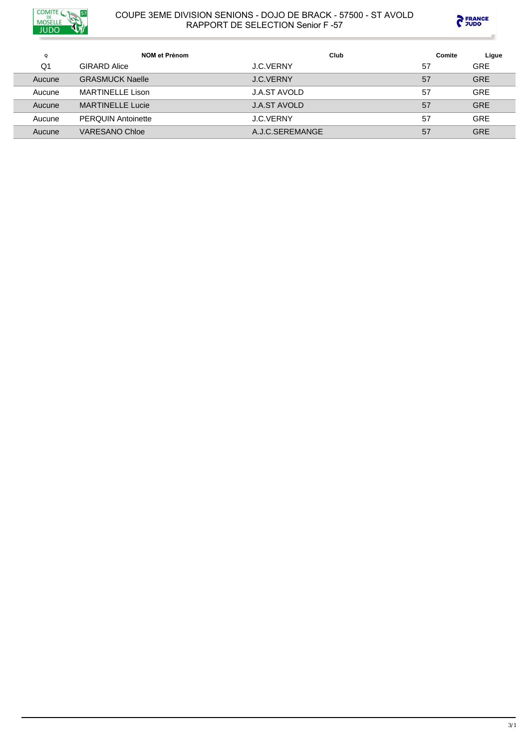COUPE 3EME DIVISION SENIONS - DOJO DE BRACK - 57500 - ST AVOLD
RAPPORT DE SELECTION Senior F -57

| Q | NOM et Prénom | Club | Comite | Ligue |
|---|---|---|---|---|
| Q1 | GIRARD Alice | J.C.VERNY | 57 | GRE |
| Aucune | GRASMUCK Naelle | J.C.VERNY | 57 | GRE |
| Aucune | MARTINELLE Lison | J.A.ST AVOLD | 57 | GRE |
| Aucune | MARTINELLE Lucie | J.A.ST AVOLD | 57 | GRE |
| Aucune | PERQUIN Antoinette | J.C.VERNY | 57 | GRE |
| Aucune | VARESANO Chloe | A.J.C.SEREMANGE | 57 | GRE |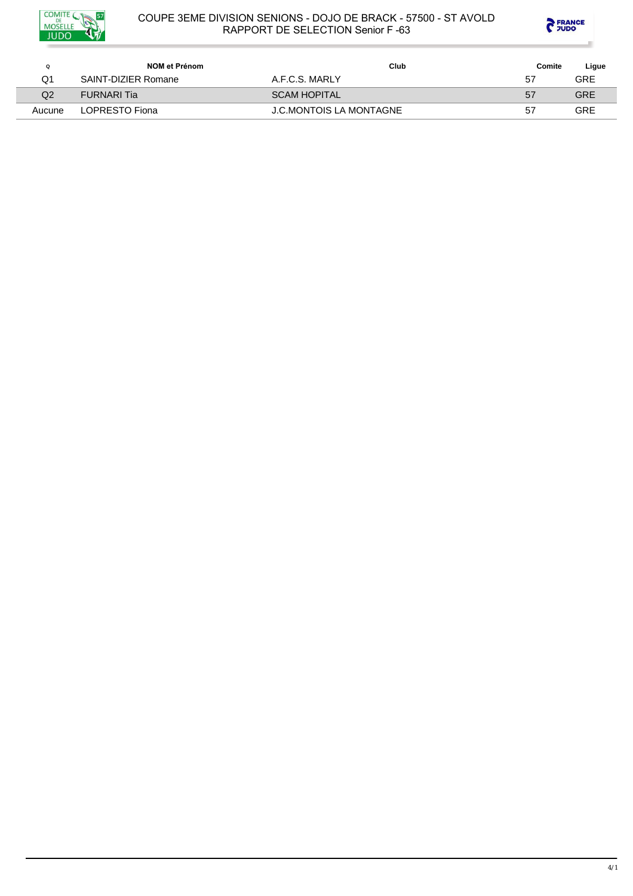# COUPE 3EME DIVISION SENIONS - DOJO DE BRACK - 57500 - ST AVOLD
## RAPPORT DE SELECTION Senior F -63

| Q | NOM et Prénom | Club | Comite | Ligue |
|---|---|---|---|---|
| Q1 | SAINT-DIZIER Romane | A.F.C.S. MARLY | 57 | GRE |
| Q2 | FURNARI Tia | SCAM HOPITAL | 57 | GRE |
| Aucune | LOPRESTO Fiona | J.C.MONTOIS LA MONTAGNE | 57 | GRE |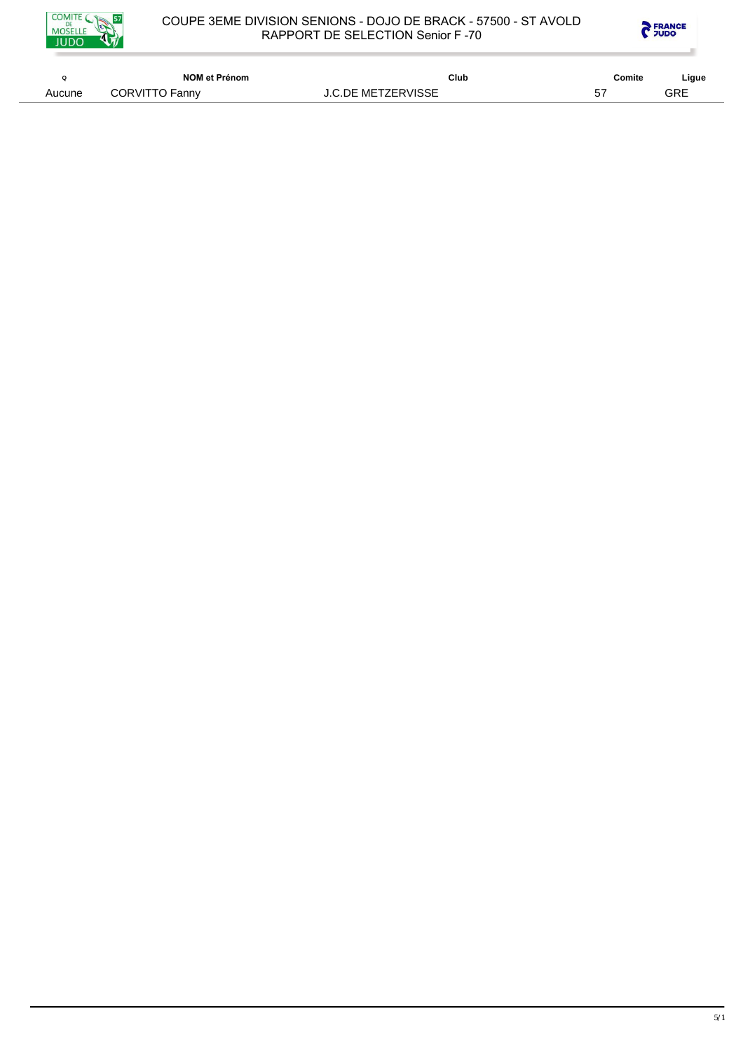# COUPE 3EME DIVISION SENIONS - DOJO DE BRACK - 57500 - ST AVOLD
## RAPPORT DE SELECTION Senior F -70

| Q | NOM et Prénom | Club | Comite | Ligue |
|---|---|---|---|---|
| Aucune | CORVITTO Fanny | J.C.DE METZERVISSE | 57 | GRE |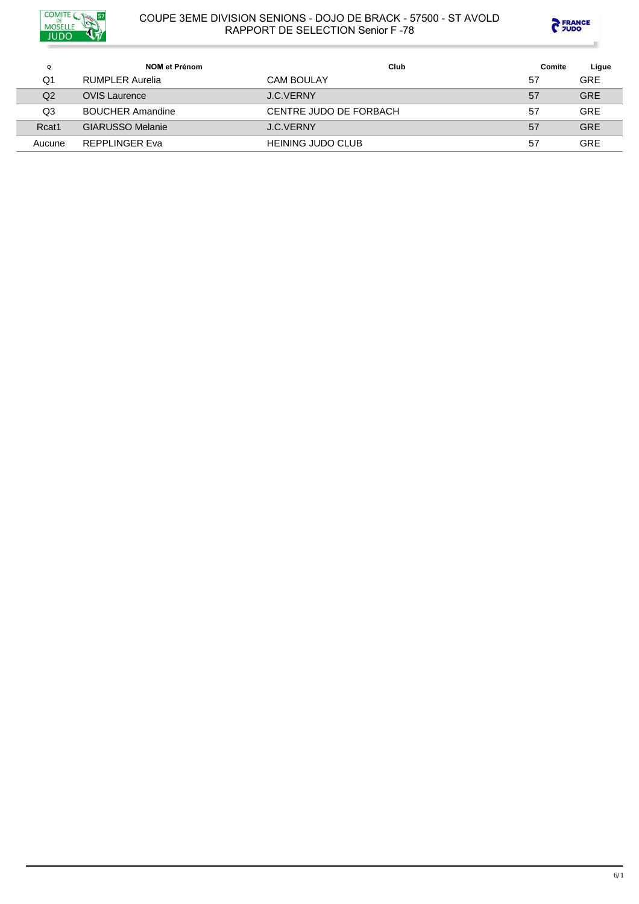# COUPE 3EME DIVISION SENIONS - DOJO DE BRACK - 57500 - ST AVOLD
## RAPPORT DE SELECTION Senior F -78

| Q | NOM et Prénom | Club | Comite | Ligue |
|---|---|---|---|---|
| Q1 | RUMPLER Aurelia | CAM BOULAY | 57 | GRE |
| Q2 | OVIS Laurence | J.C.VERNY | 57 | GRE |
| Q3 | BOUCHER Amandine | CENTRE JUDO DE FORBACH | 57 | GRE |
| Rcat1 | GIARUSSO Melanie | J.C.VERNY | 57 | GRE |
| Aucune | REPPLINGER Eva | HEINING JUDO CLUB | 57 | GRE |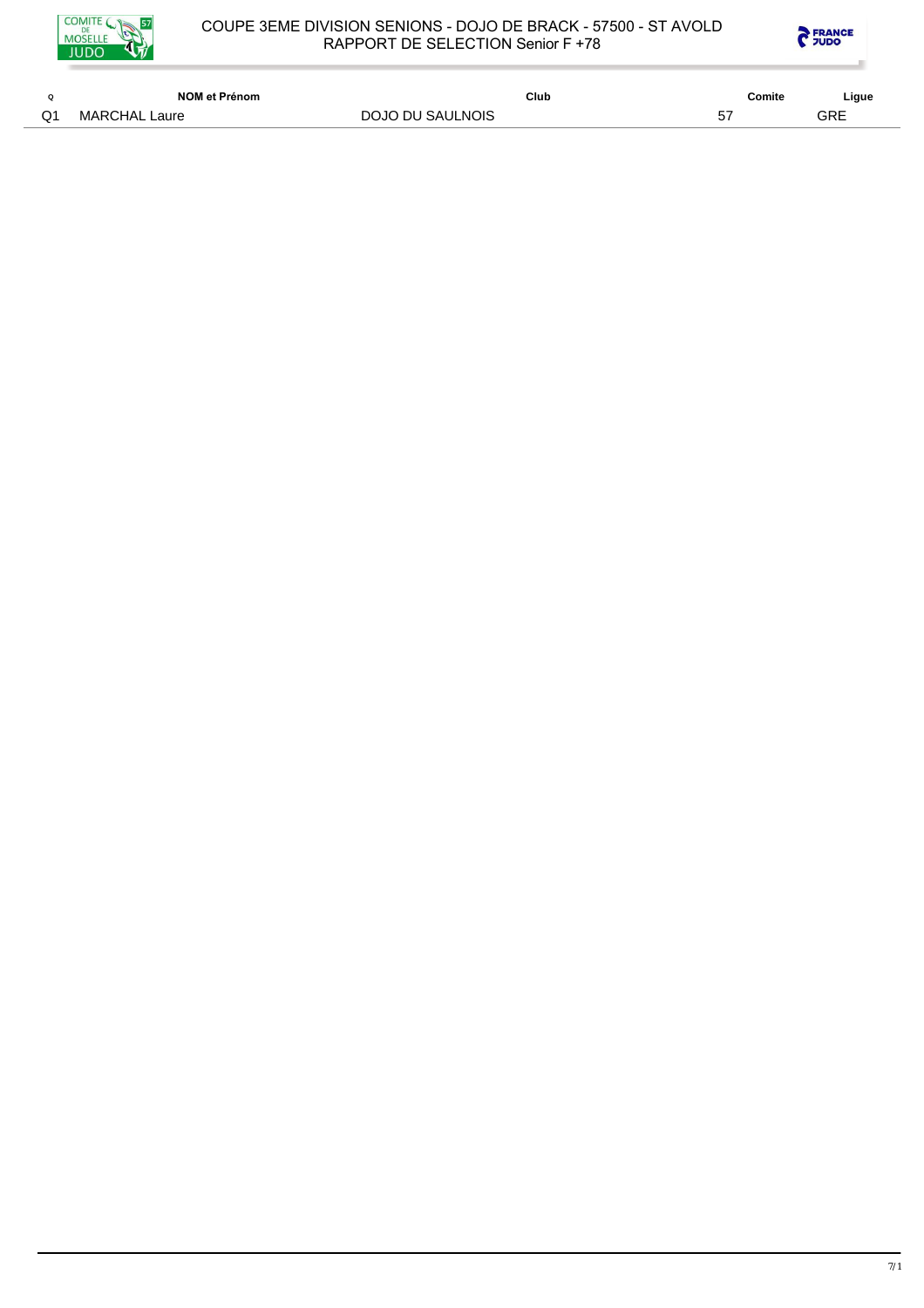COUPE 3EME DIVISION SENIONS - DOJO DE BRACK - 57500 - ST AVOLD
RAPPORT DE SELECTION Senior F +78

| Q | NOM et Prénom | Club | Comite | Ligue |
|---|---|---|---|---|
| Q1 | MARCHAL Laure | DOJO DU SAULNOIS | 57 | GRE |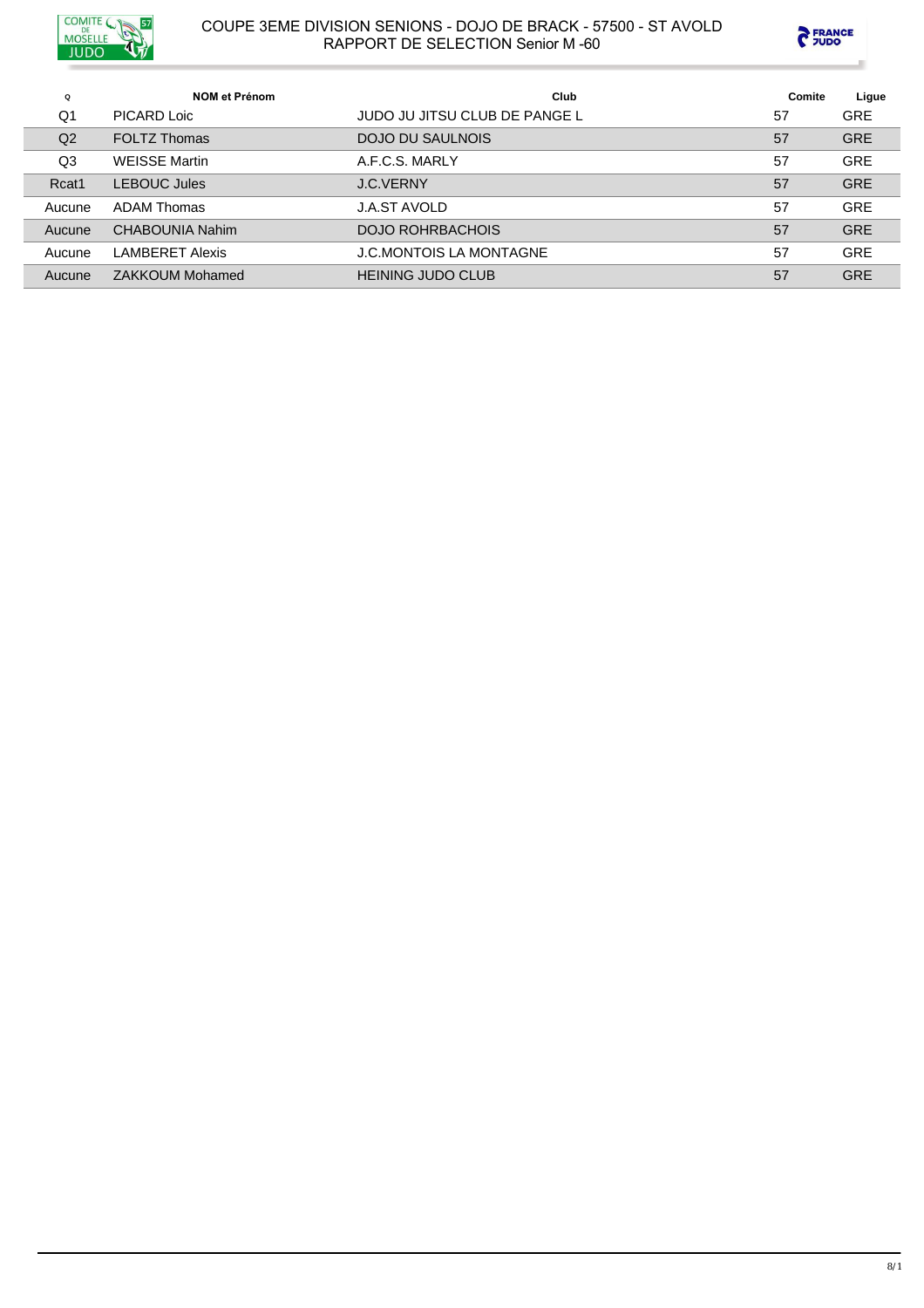# COUPE 3EME DIVISION SENIONS - DOJO DE BRACK - 57500 - ST AVOLD
## RAPPORT DE SELECTION Senior M -60

| Q | NOM et Prénom | Club | Comite | Ligue |
|---|---|---|---|---|
| Q1 | PICARD Loic | JUDO JU JITSU CLUB DE PANGE L | 57 | GRE |
| Q2 | FOLTZ Thomas | DOJO DU SAULNOIS | 57 | GRE |
| Q3 | WEISSE Martin | A.F.C.S. MARLY | 57 | GRE |
| Rcat1 | LEBOUC Jules | J.C.VERNY | 57 | GRE |
| Aucune | ADAM Thomas | J.A.ST AVOLD | 57 | GRE |
| Aucune | CHABOUNIA Nahim | DOJO ROHRBACHOIS | 57 | GRE |
| Aucune | LAMBERET Alexis | J.C.MONTOIS LA MONTAGNE | 57 | GRE |
| Aucune | ZAKKOUM Mohamed | HEINING JUDO CLUB | 57 | GRE |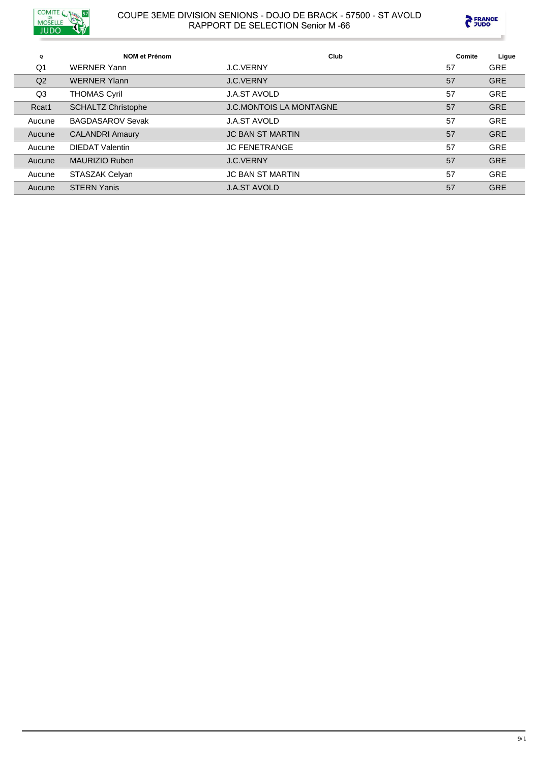# COUPE 3EME DIVISION SENIONS - DOJO DE BRACK - 57500 - ST AVOLD
## RAPPORT DE SELECTION Senior M -66

| Q | NOM et Prénom | Club | Comite | Ligue |
|---|---|---|---|---|
| Q1 | WERNER Yann | J.C.VERNY | 57 | GRE |
| Q2 | WERNER Ylann | J.C.VERNY | 57 | GRE |
| Q3 | THOMAS Cyril | J.A.ST AVOLD | 57 | GRE |
| Rcat1 | SCHALTZ Christophe | J.C.MONTOIS LA MONTAGNE | 57 | GRE |
| Aucune | BAGDASAROV Sevak | J.A.ST AVOLD | 57 | GRE |
| Aucune | CALANDRI Amaury | JC BAN ST MARTIN | 57 | GRE |
| Aucune | DIEDAT Valentin | JC FENETRANGE | 57 | GRE |
| Aucune | MAURIZIO Ruben | J.C.VERNY | 57 | GRE |
| Aucune | STASZAK Celyan | JC BAN ST MARTIN | 57 | GRE |
| Aucune | STERN Yanis | J.A.ST AVOLD | 57 | GRE |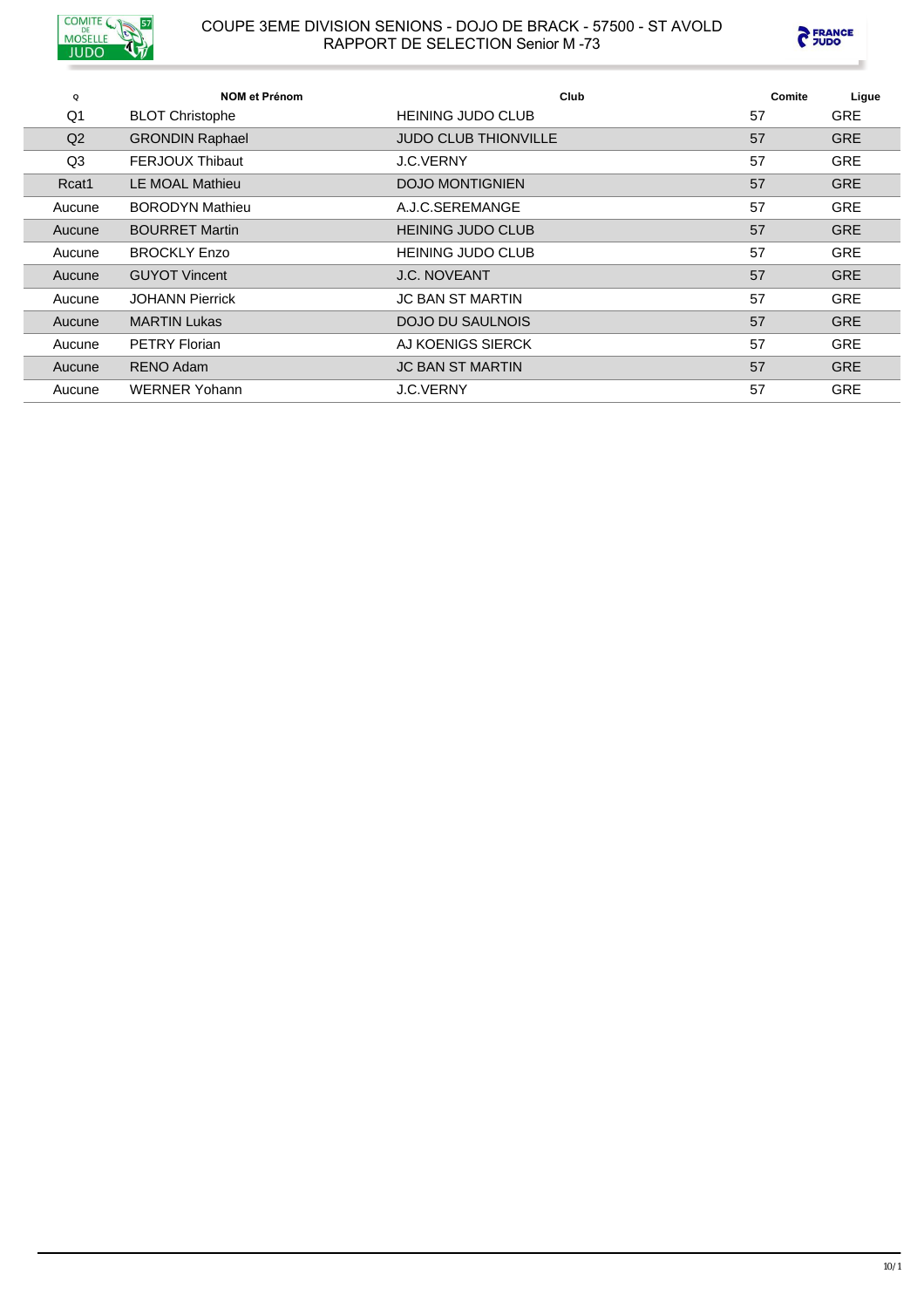COUPE 3EME DIVISION SENIONS - DOJO DE BRACK - 57500 - ST AVOLD
RAPPORT DE SELECTION Senior M -73

| Q | NOM et Prénom | Club | Comite | Ligue |
|---|---|---|---|---|
| Q1 | BLOT Christophe | HEINING JUDO CLUB | 57 | GRE |
| Q2 | GRONDIN Raphael | JUDO CLUB THIONVILLE | 57 | GRE |
| Q3 | FERJOUX Thibaut | J.C.VERNY | 57 | GRE |
| Rcat1 | LE MOAL Mathieu | DOJO MONTIGNIEN | 57 | GRE |
| Aucune | BORODYN Mathieu | A.J.C.SEREMANGE | 57 | GRE |
| Aucune | BOURRET Martin | HEINING JUDO CLUB | 57 | GRE |
| Aucune | BROCKLY Enzo | HEINING JUDO CLUB | 57 | GRE |
| Aucune | GUYOT Vincent | J.C. NOVEANT | 57 | GRE |
| Aucune | JOHANN Pierrick | JC BAN ST MARTIN | 57 | GRE |
| Aucune | MARTIN Lukas | DOJO DU SAULNOIS | 57 | GRE |
| Aucune | PETRY Florian | AJ KOENIGS SIERCK | 57 | GRE |
| Aucune | RENO Adam | JC BAN ST MARTIN | 57 | GRE |
| Aucune | WERNER Yohann | J.C.VERNY | 57 | GRE |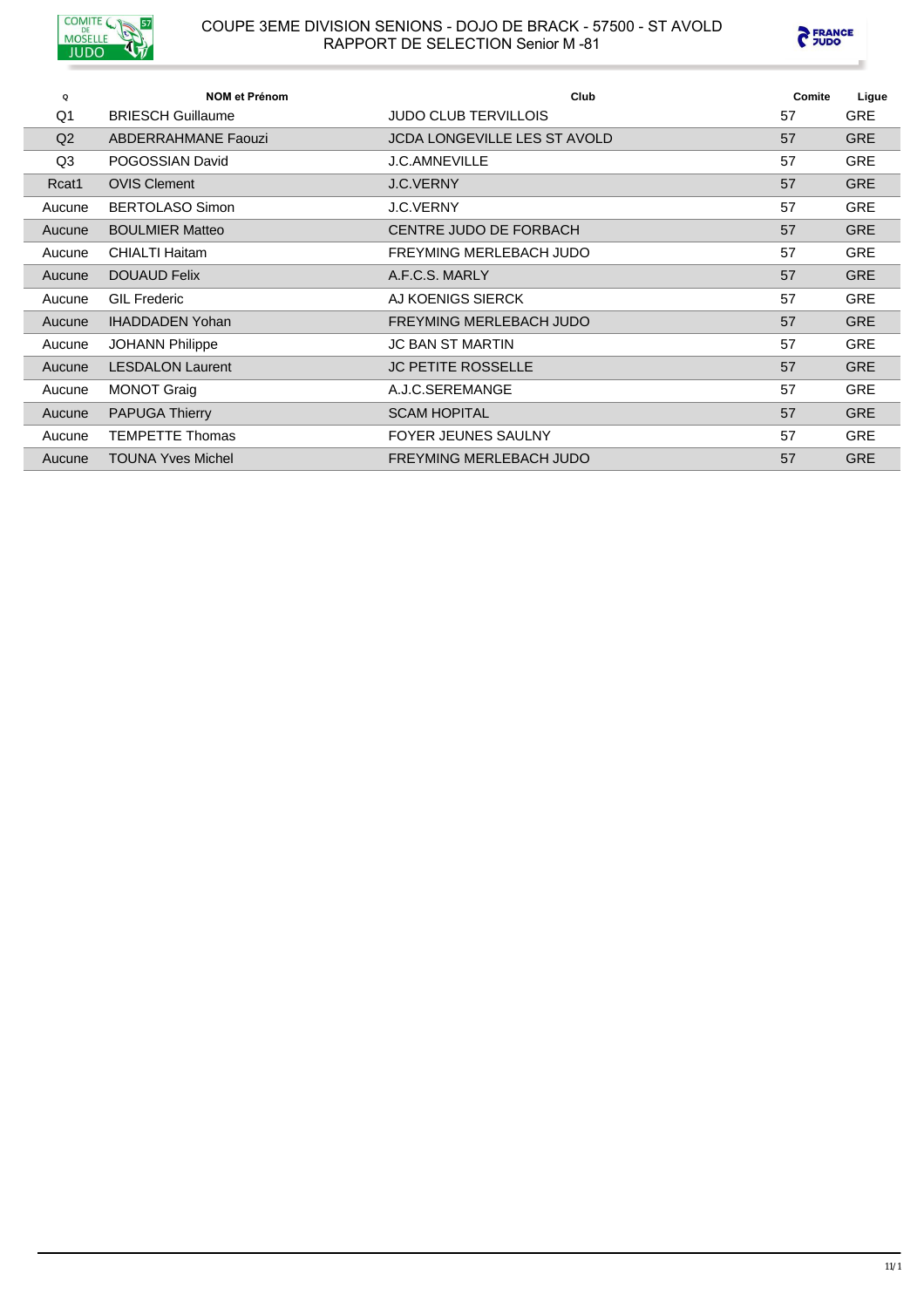COUPE 3EME DIVISION SENIONS - DOJO DE BRACK - 57500 - ST AVOLD
RAPPORT DE SELECTION Senior M -81

| Q | NOM et Prénom | Club | Comite | Ligue |
|---|---|---|---|---|
| Q1 | BRIESCH Guillaume | JUDO CLUB TERVILLOIS | 57 | GRE |
| Q2 | ABDERRAHMANE Faouzi | JCDA LONGEVILLE LES ST AVOLD | 57 | GRE |
| Q3 | POGOSSIAN David | J.C.AMNEVILLE | 57 | GRE |
| Rcat1 | OVIS Clement | J.C.VERNY | 57 | GRE |
| Aucune | BERTOLASO Simon | J.C.VERNY | 57 | GRE |
| Aucune | BOULMIER Matteo | CENTRE JUDO DE FORBACH | 57 | GRE |
| Aucune | CHIALTI Haitam | FREYMING MERLEBACH JUDO | 57 | GRE |
| Aucune | DOUAUD Felix | A.F.C.S. MARLY | 57 | GRE |
| Aucune | GIL Frederic | AJ KOENIGS SIERCK | 57 | GRE |
| Aucune | IHADDADEN Yohan | FREYMING MERLEBACH JUDO | 57 | GRE |
| Aucune | JOHANN Philippe | JC BAN ST MARTIN | 57 | GRE |
| Aucune | LESDALON Laurent | JC PETITE ROSSELLE | 57 | GRE |
| Aucune | MONOT Graig | A.J.C.SEREMANGE | 57 | GRE |
| Aucune | PAPUGA Thierry | SCAM HOPITAL | 57 | GRE |
| Aucune | TEMPETTE Thomas | FOYER JEUNES SAULNY | 57 | GRE |
| Aucune | TOUNA Yves Michel | FREYMING MERLEBACH JUDO | 57 | GRE |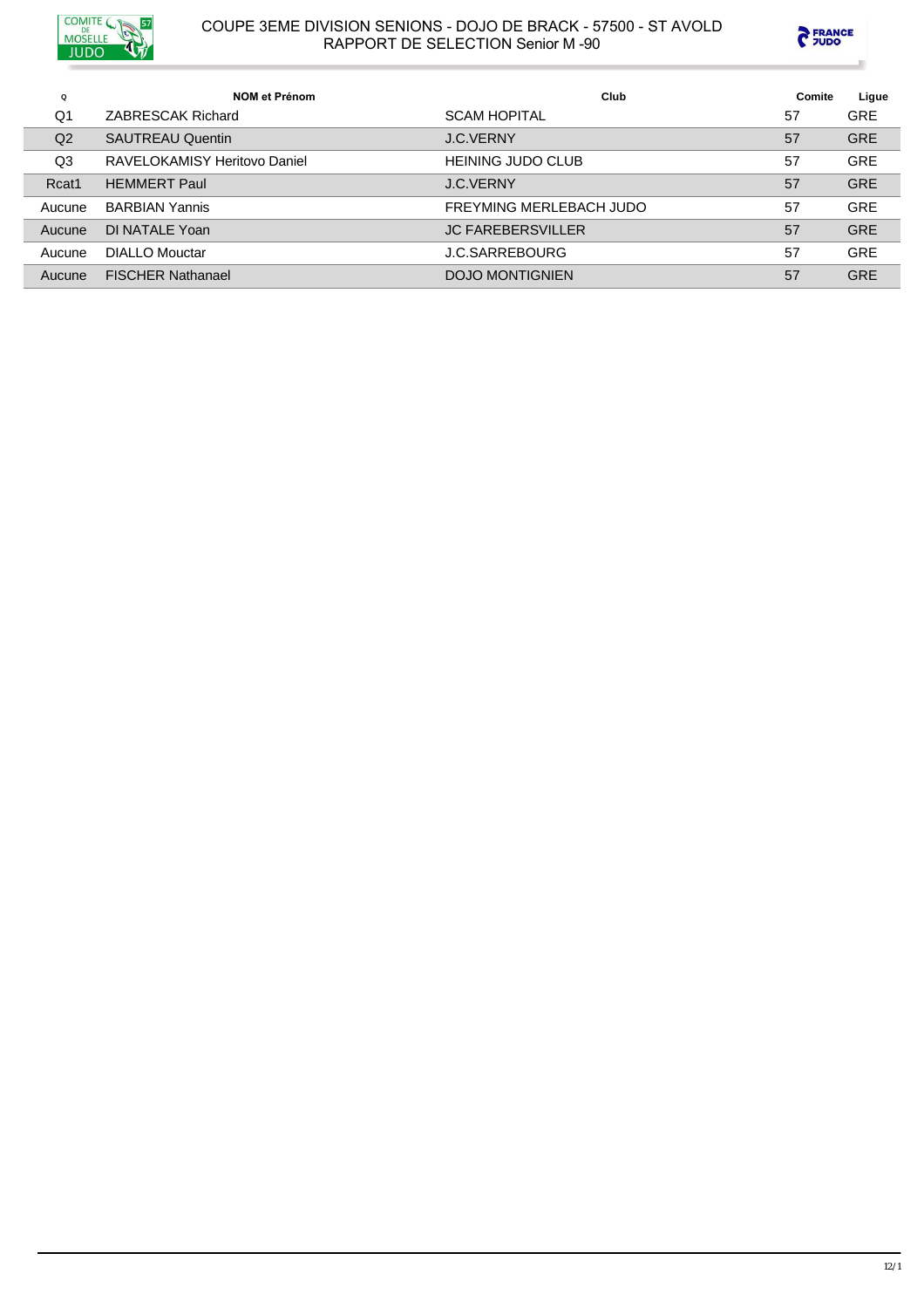COUPE 3EME DIVISION SENIONS - DOJO DE BRACK - 57500 - ST AVOLD
RAPPORT DE SELECTION Senior M -90

| Q | NOM et Prénom | Club | Comite | Ligue |
|---|---|---|---|---|
| Q1 | ZABRESCAK Richard | SCAM HOPITAL | 57 | GRE |
| Q2 | SAUTREAU Quentin | J.C.VERNY | 57 | GRE |
| Q3 | RAVELOKAMISY Heritovo Daniel | HEINING JUDO CLUB | 57 | GRE |
| Rcat1 | HEMMERT Paul | J.C.VERNY | 57 | GRE |
| Aucune | BARBIAN Yannis | FREYMING MERLEBACH JUDO | 57 | GRE |
| Aucune | DI NATALE Yoan | JC FAREBERSVILLER | 57 | GRE |
| Aucune | DIALLO Mouctar | J.C.SARREBOURG | 57 | GRE |
| Aucune | FISCHER Nathanael | DOJO MONTIGNIEN | 57 | GRE |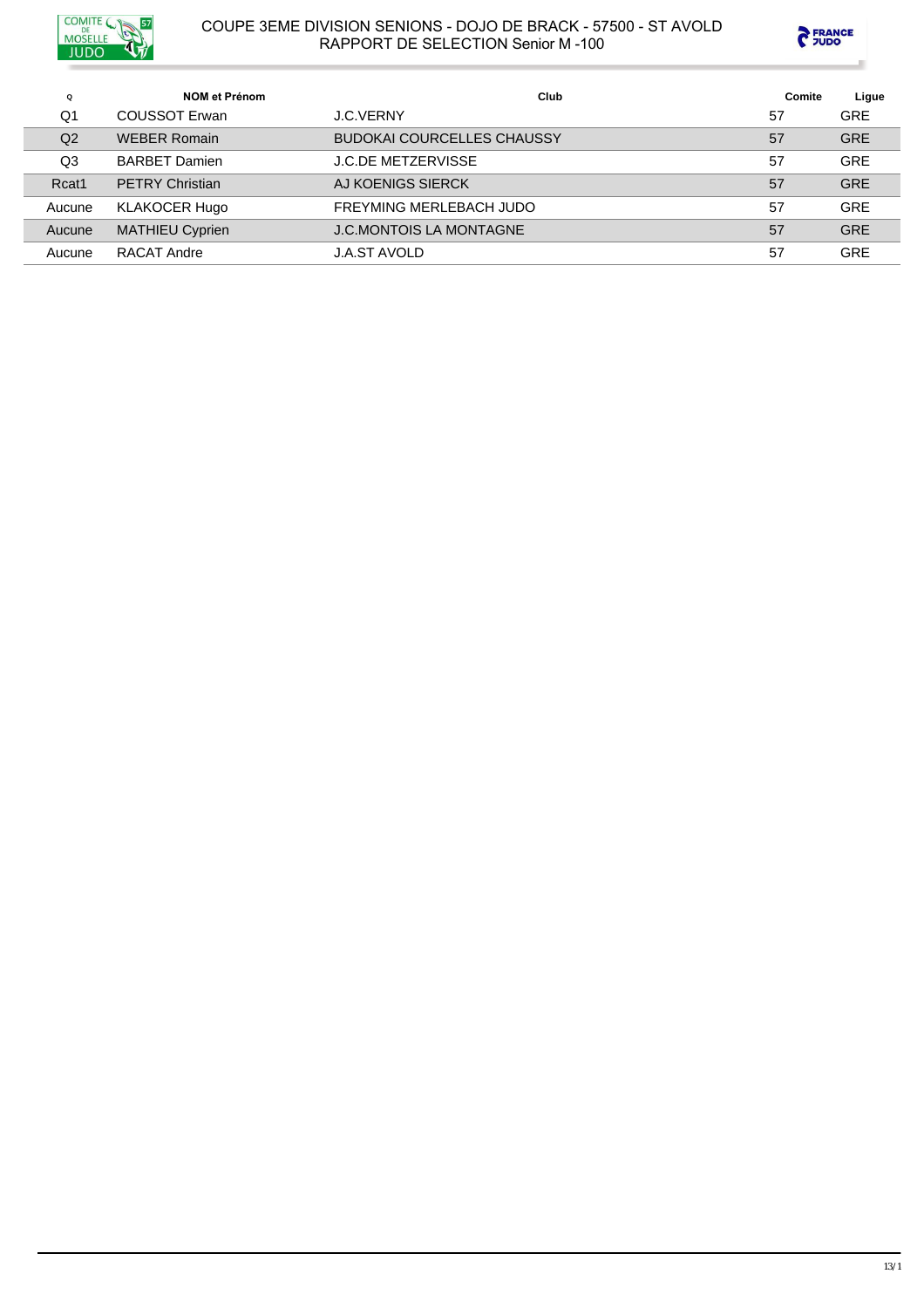COUPE 3EME DIVISION SENIONS - DOJO DE BRACK - 57500 - ST AVOLD
RAPPORT DE SELECTION Senior M -100

| Q | NOM et Prénom | Club | Comite | Ligue |
|---|---|---|---|---|
| Q1 | COUSSOT Erwan | J.C.VERNY | 57 | GRE |
| Q2 | WEBER Romain | BUDOKAI COURCELLES CHAUSSY | 57 | GRE |
| Q3 | BARBET Damien | J.C.DE METZERVISSE | 57 | GRE |
| Rcat1 | PETRY Christian | AJ KOENIGS SIERCK | 57 | GRE |
| Aucune | KLAKOCER Hugo | FREYMING MERLEBACH JUDO | 57 | GRE |
| Aucune | MATHIEU Cyprien | J.C.MONTOIS LA MONTAGNE | 57 | GRE |
| Aucune | RACAT Andre | J.A.ST AVOLD | 57 | GRE |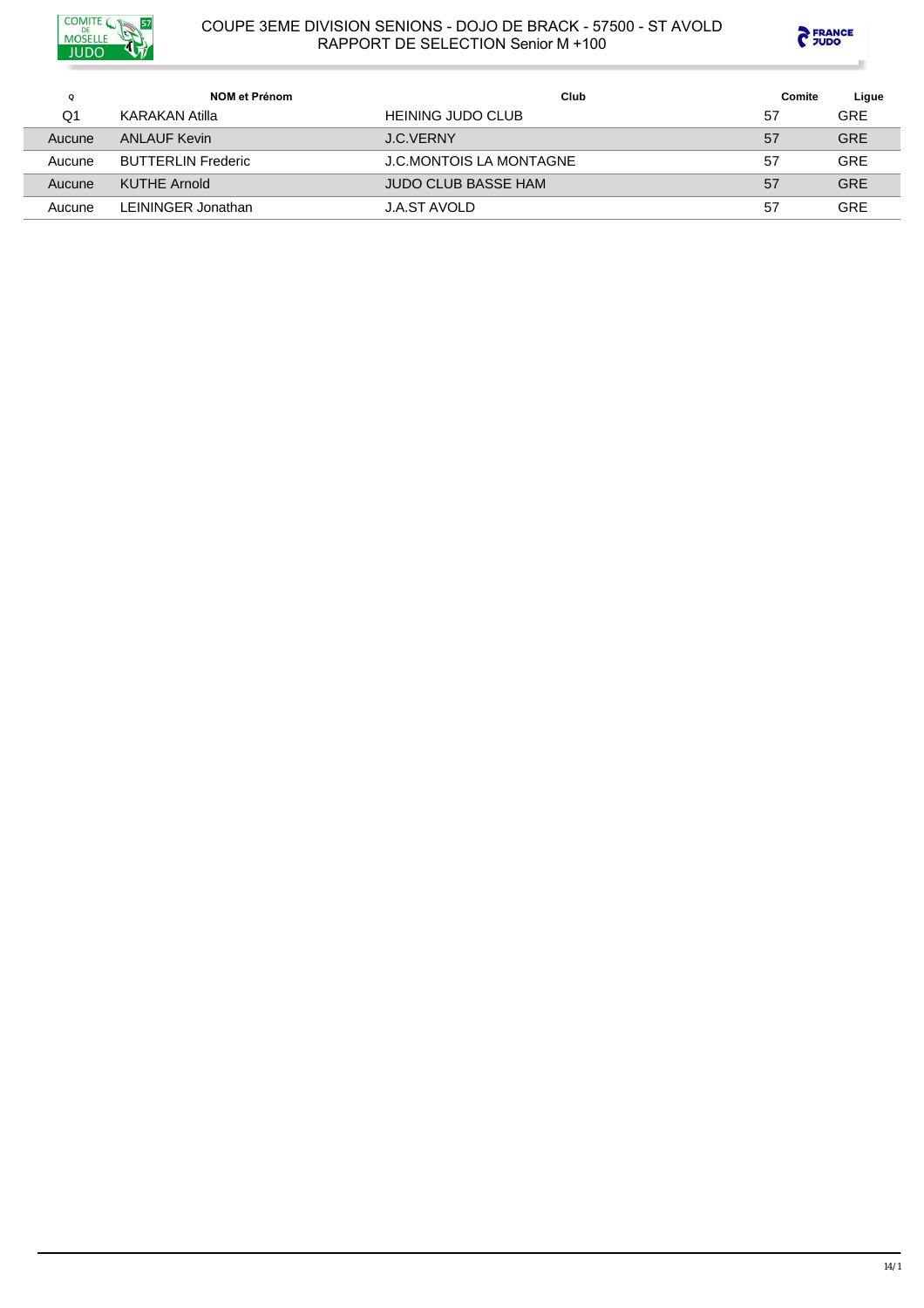# COUPE 3EME DIVISION SENIONS - DOJO DE BRACK - 57500 - ST AVOLD
## RAPPORT DE SELECTION Senior M +100

| Q | NOM et Prénom | Club | Comite | Ligue |
|---|---|---|---|---|
| Q1 | KARAKAN Atilla | HEINING JUDO CLUB | 57 | GRE |
| Aucune | ANLAUF Kevin | J.C.VERNY | 57 | GRE |
| Aucune | BUTTERLIN Frederic | J.C.MONTOIS LA MONTAGNE | 57 | GRE |
| Aucune | KUTHE Arnold | JUDO CLUB BASSE HAM | 57 | GRE |
| Aucune | LEININGER Jonathan | J.A.ST AVOLD | 57 | GRE |